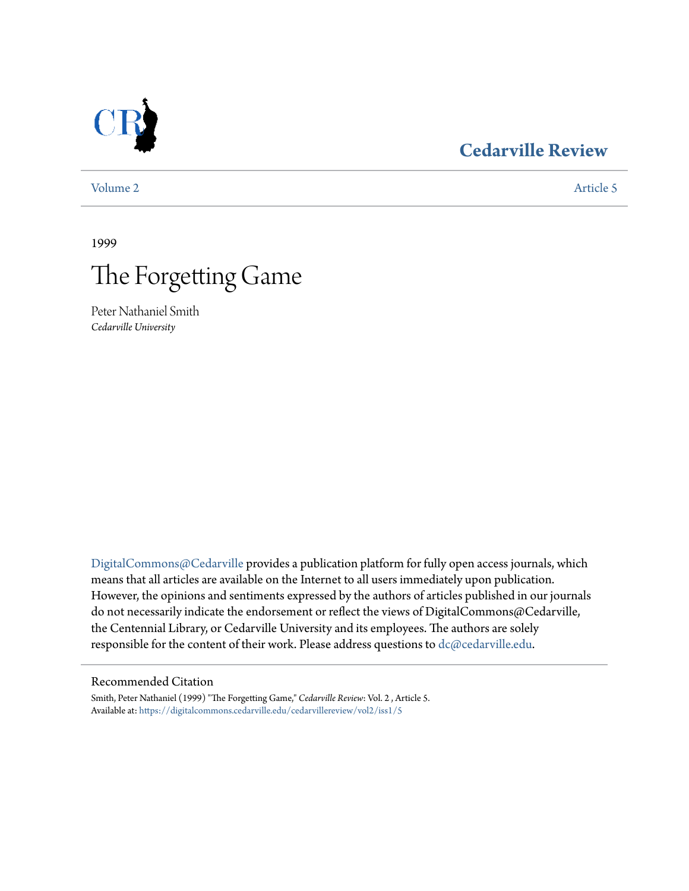Cedarville Review

Volume 2 Article 5

1999

# The Forgetting Game

Peter Nathaniel Smith
*Cedarville University*

DigitalCommons@Cedarville provides a publication platform for fully open access journals, which means that all articles are available on the Internet to all users immediately upon publication. However, the opinions and sentiments expressed by the authors of articles published in our journals do not necessarily indicate the endorsement or reflect the views of DigitalCommons@Cedarville, the Centennial Library, or Cedarville University and its employees. The authors are solely responsible for the content of their work. Please address questions to dc@cedarville.edu.

## Recommended Citation

Smith, Peter Nathaniel (1999) "The Forgetting Game," *Cedarville Review*: Vol. 2 , Article 5.
Available at: https://digitalcommons.cedarville.edu/cedarvillereview/vol2/iss1/5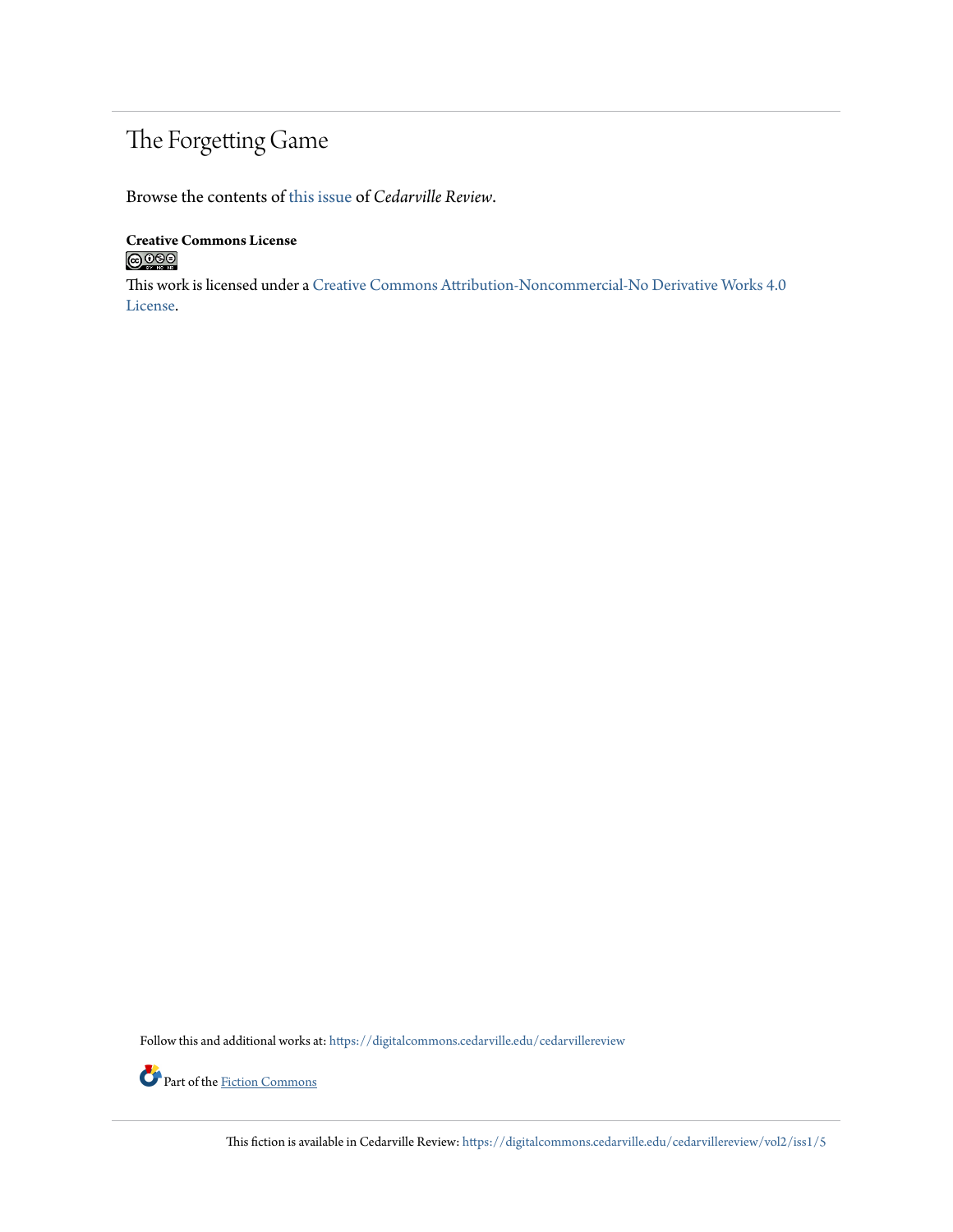# The Forgetting Game

Browse the contents of this issue of *Cedarville Review*.

**Creative Commons License**

This work is licensed under a Creative Commons Attribution-Noncommercial-No Derivative Works 4.0 License.

Follow this and additional works at: https://digitalcommons.cedarville.edu/cedarvillereview

Part of the Fiction Commons

This fiction is available in Cedarville Review: https://digitalcommons.cedarville.edu/cedarvillereview/vol2/iss1/5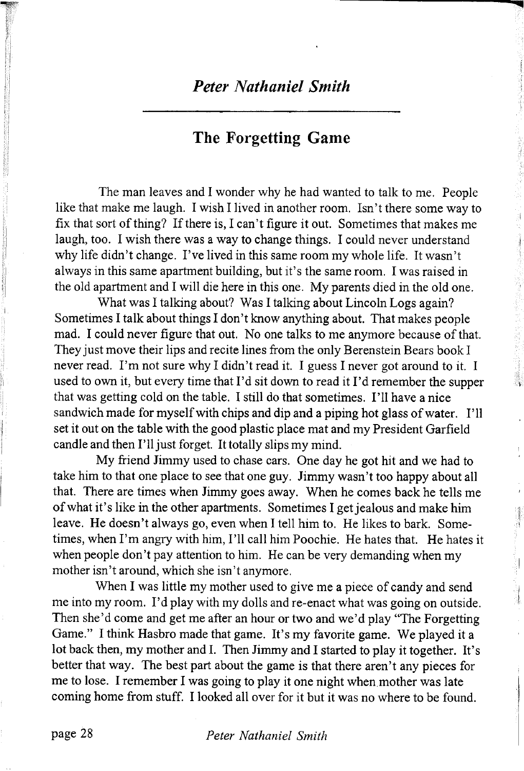# *Peter Nathaniel Smith*

## The Forgetting Game

The man leaves and I wonder why he had wanted to talk to me. People like that make me laugh. I wish I lived in another room. Isn't there some way to fix that sort of thing? If there is, I can't figure it out. Sometimes that makes me laugh, too. I wish there was a way to change things. I could never understand why life didn't change. I've lived in this same room my whole life. It wasn't always in this same apartment building, but it's the same room. I was raised in the old apartment and I will die here in this one. My parents died in the old one.

What was I talking about? Was I talking about Lincoln Logs again? Sometimes I talk about things I don't know anything about. That makes people mad. I could never figure that out. No one talks to me anymore because of that. They just move their lips and recite lines from the only Berenstein Bears book I never read. I'm not sure why I didn't read it. I guess I never got around to it. I used to own it, but every time that I'd sit down to read it I'd remember the supper that was getting cold on the table. I still do that sometimes. I'll have a nice sandwich made for myself with chips and dip and a piping hot glass of water. I'll set it out on the table with the good plastic place mat and my President Garfield candle and then I'll just forget. It totally slips my mind.

My friend Jimmy used to chase cars. One day he got hit and we had to take him to that one place to see that one guy. Jimmy wasn't too happy about all that. There are times when Jimmy goes away. When he comes back he tells me of what it's like in the other apartments. Sometimes I get jealous and make him leave. He doesn't always go, even when I tell him to. He likes to bark. Sometimes, when I'm angry with him, I'll call him Poochie. He hates that. He hates it when people don't pay attention to him. He can be very demanding when my mother isn't around, which she isn't anymore.

When I was little my mother used to give me a piece of candy and send me into my room. I'd play with my dolls and re-enact what was going on outside. Then she'd come and get me after an hour or two and we'd play "The Forgetting Game." I think Hasbro made that game. It's my favorite game. We played it a lot back then, my mother and I. Then Jimmy and I started to play it together. It's better that way. The best part about the game is that there aren't any pieces for me to lose. I remember I was going to play it one night when mother was late coming home from stuff. I looked all over for it but it was no where to be found.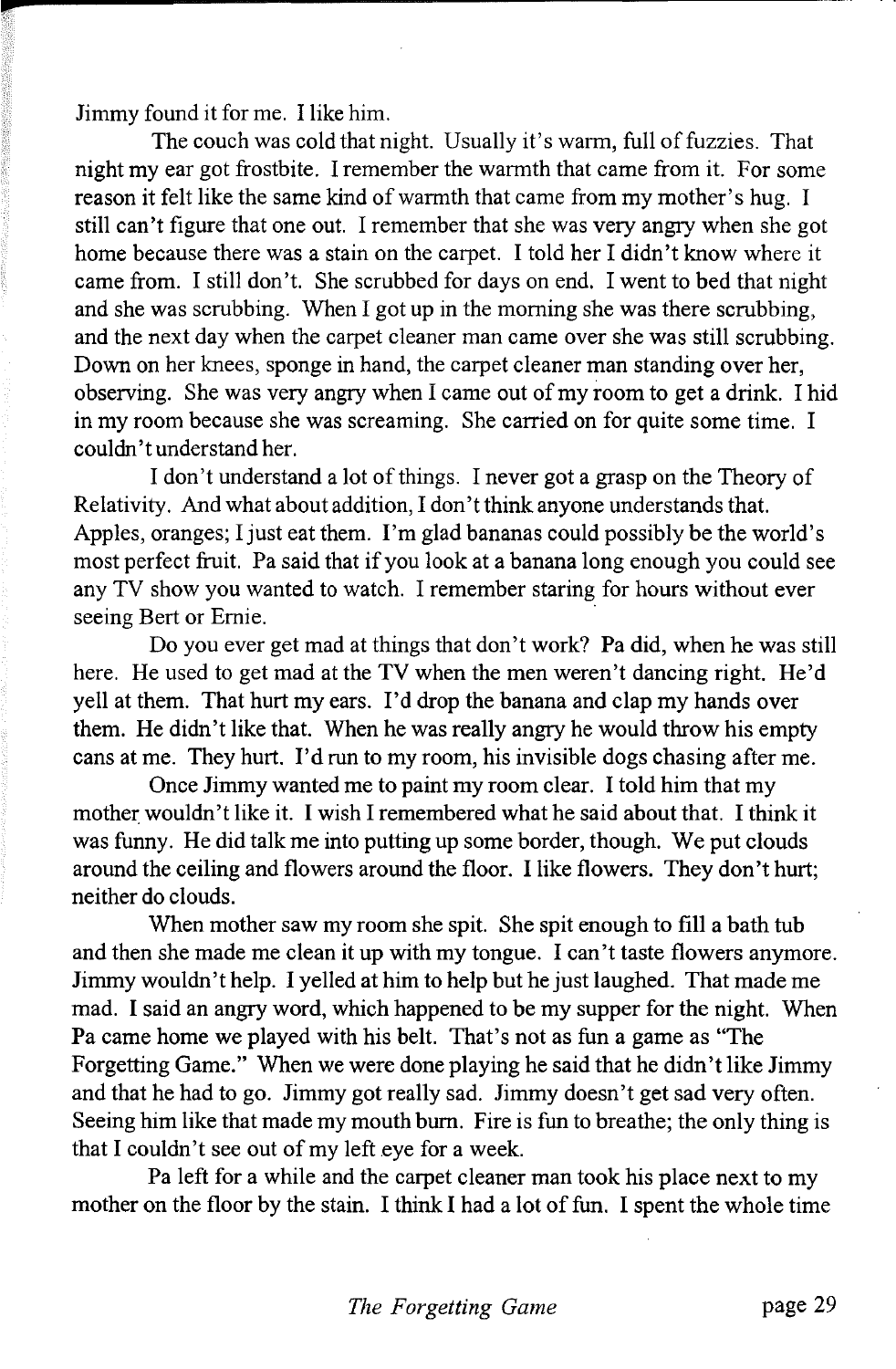Jimmy found it for me. I like him.

The couch was cold that night. Usually it's warm, full of fuzzies. That night my ear got frostbite. I remember the warmth that came from it. For some reason it felt like the same kind of warmth that came from my mother's hug. I still can't figure that one out. I remember that she was very angry when she got home because there was a stain on the carpet. I told her I didn't know where it came from. I still don't. She scrubbed for days on end. I went to bed that night and she was scrubbing. When I got up in the morning she was there scrubbing, and the next day when the carpet cleaner man came over she was still scrubbing. Down on her knees, sponge in hand, the carpet cleaner man standing over her, observing. She was very angry when I came out of my room to get a drink. I hid in my room because she was screaming. She carried on for quite some time. I couldn't understand her.

I don't understand a lot of things. I never got a grasp on the Theory of Relativity. And what about addition, I don't think anyone understands that. Apples, oranges; I just eat them. I'm glad bananas could possibly be the world's most perfect fruit. Pa said that if you look at a banana long enough you could see any TV show you wanted to watch. I remember staring for hours without ever seeing Bert or Ernie.

Do you ever get mad at things that don't work? Pa did, when he was still here. He used to get mad at the TV when the men weren't dancing right. He'd yell at them. That hurt my ears. I'd drop the banana and clap my hands over them. He didn't like that. When he was really angry he would throw his empty cans at me. They hurt. I'd run to my room, his invisible dogs chasing after me.

Once Jimmy wanted me to paint my room clear. I told him that my mother wouldn't like it. I wish I remembered what he said about that. I think it was funny. He did talk me into putting up some border, though. We put clouds around the ceiling and flowers around the floor. I like flowers. They don't hurt; neither do clouds.

When mother saw my room she spit. She spit enough to fill a bath tub and then she made me clean it up with my tongue. I can't taste flowers anymore. Jimmy wouldn't help. I yelled at him to help but he just laughed. That made me mad. I said an angry word, which happened to be my supper for the night. When Pa came home we played with his belt. That's not as fun a game as "The Forgetting Game." When we were done playing he said that he didn't like Jimmy and that he had to go. Jimmy got really sad. Jimmy doesn't get sad very often. Seeing him like that made my mouth burn. Fire is fun to breathe; the only thing is that I couldn't see out of my left eye for a week.

Pa left for a while and the carpet cleaner man took his place next to my mother on the floor by the stain. I think I had a lot of fun. I spent the whole time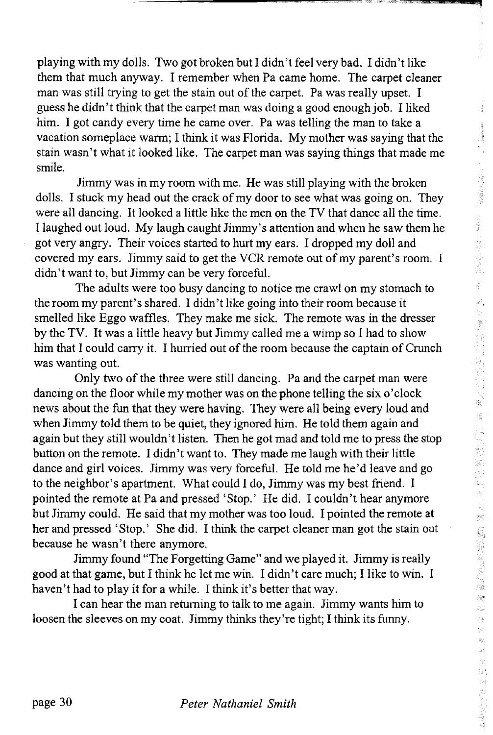playing with my dolls. Two got broken but I didn't feel very bad. I didn't like them that much anyway. I remember when Pa came home. The carpet cleaner man was still trying to get the stain out of the carpet. Pa was really upset. I guess he didn't think that the carpet man was doing a good enough job. I liked him. I got candy every time he came over. Pa was telling the man to take a vacation someplace warm; I think it was Florida. My mother was saying that the stain wasn't what it looked like. The carpet man was saying things that made me smile.

Jimmy was in my room with me. He was still playing with the broken dolls. I stuck my head out the crack of my door to see what was going on. They were all dancing. It looked a little like the men on the TV that dance all the time. I laughed out loud. My laugh caught Jimmy's attention and when he saw them he got very angry. Their voices started to hurt my ears. I dropped my doll and covered my ears. Jimmy said to get the VCR remote out of my parent's room. I didn't want to, but Jimmy can be very forceful.

The adults were too busy dancing to notice me crawl on my stomach to the room my parent's shared. I didn't like going into their room because it smelled like Eggo waffles. They make me sick. The remote was in the dresser by the TV. It was a little heavy but Jimmy called me a wimp so I had to show him that I could carry it. I hurried out of the room because the captain of Crunch was wanting out.

Only two of the three were still dancing. Pa and the carpet man were dancing on the floor while my mother was on the phone telling the six o'clock news about the fun that they were having. They were all being every loud and when Jimmy told them to be quiet, they ignored him. He told them again and again but they still wouldn't listen. Then he got mad and told me to press the stop button on the remote. I didn't want to. They made me laugh with their little dance and girl voices. Jimmy was very forceful. He told me he'd leave and go to the neighbor's apartment. What could I do, Jimmy was my best friend. I pointed the remote at Pa and pressed 'Stop.' He did. I couldn't hear anymore but Jimmy could. He said that my mother was too loud. I pointed the remote at her and pressed 'Stop.' She did. I think the carpet cleaner man got the stain out because he wasn't there anymore.

Jimmy found "The Forgetting Game" and we played it. Jimmy is really good at that game, but I think he let me win. I didn't care much; I like to win. I haven't had to play it for a while. I think it's better that way.

I can hear the man returning to talk to me again. Jimmy wants him to loosen the sleeves on my coat. Jimmy thinks they're tight; I think its funny.